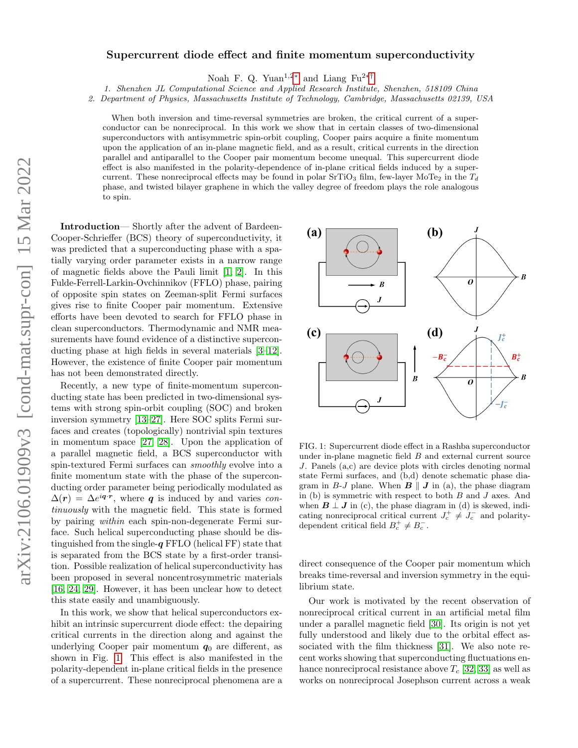# Supercurrent diode effect and finite momentum superconductivity

Noah F. Q. Yuan[1,2,*] and Liang Fu[2,†]

1. *Shenzhen JL Computational Science and Applied Research Institute, Shenzhen, 518109 China*
2. *Department of Physics, Massachusetts Institute of Technology, Cambridge, Massachusetts 02139, USA*

When both inversion and time-reversal symmetries are broken, the critical current of a superconductor can be nonreciprocal. In this work we show that in certain classes of two-dimensional superconductors with antisymmetric spin-orbit coupling, Cooper pairs acquire a finite momentum upon the application of an in-plane magnetic field, and as a result, critical currents in the direction parallel and antiparallel to the Cooper pair momentum become unequal. This supercurrent diode effect is also manifested in the polarity-dependence of in-plane critical fields induced by a supercurrent. These nonreciprocal effects may be found in polar $SrTiO_3$ film, few-layer $MoTe_2$ in the $T_d$ phase, and twisted bilayer graphene in which the valley degree of freedom plays the role analogous to spin.

**Introduction**— Shortly after the advent of Bardeen-Cooper-Schrieffer (BCS) theory of superconductivity, it was predicted that a superconducting phase with a spatially varying order parameter exists in a narrow range of magnetic fields above the Pauli limit [1, 2]. In this Fulde-Ferrell-Larkin-Ovchinnikov (FFLO) phase, pairing of opposite spin states on Zeeman-split Fermi surfaces gives rise to finite Cooper pair momentum. Extensive efforts have been devoted to search for FFLO phase in clean superconductors. Thermodynamic and NMR measurements have found evidence of a distinctive superconducting phase at high fields in several materials [3–12]. However, the existence of finite Cooper pair momentum has not been demonstrated directly.

Recently, a new type of finite-momentum superconducting state has been predicted in two-dimensional systems with strong spin-orbit coupling (SOC) and broken inversion symmetry [13–27]. Here SOC splits Fermi surfaces and creates (topologically) nontrivial spin textures in momentum space [27, 28]. Upon the application of a parallel magnetic field, a BCS superconductor with spin-textured Fermi surfaces can *smoothly* evolve into a finite momentum state with the phase of the superconducting order parameter being periodically modulated as $\Delta(\boldsymbol{r}) = \Delta e^{i\boldsymbol{q}\cdot\boldsymbol{r}}$, where $\boldsymbol{q}$ is induced by and varies *continuously* with the magnetic field. This state is formed by pairing *within* each spin-non-degenerate Fermi surface. Such helical superconducting phase should be distinguished from the single-$\boldsymbol{q}$ FFLO (helical FF) state that is separated from the BCS state by a first-order transition. Possible realization of helical superconductivity has been proposed in several noncentrosymmetric materials [16, 24, 29]. However, it has been unclear how to detect this state easily and unambiguously.

In this work, we show that helical superconductors exhibit an intrinsic supercurrent diode effect: the depairing critical currents in the direction along and against the underlying Cooper pair momentum $\boldsymbol{q}_0$ are different, as shown in Fig. 1. This effect is also manifested in the polarity-dependent in-plane critical fields in the presence of a supercurrent. These nonreciprocal phenomena are a direct consequence of the Cooper pair momentum which breaks time-reversal and inversion symmetry in the equilibrium state.

FIG. 1: Supercurrent diode effect in a Rashba superconductor under in-plane magnetic field $B$ and external current source $J$. Panels (a,c) are device plots with circles denoting normal state Fermi surfaces, and (b,d) denote schematic phase diagram in $B$-$J$ plane. When $\boldsymbol{B} \parallel \boldsymbol{J}$ in (a), the phase diagram in (b) is symmetric with respect to both $B$ and $J$ axes. And when $\boldsymbol{B} \perp \boldsymbol{J}$ in (c), the phase diagram in (d) is skewed, indicating nonreciprocal critical current $J_c^+ \neq J_c^-$ and polarity-dependent critical field $B_c^+ \neq B_c^-$.

Our work is motivated by the recent observation of nonreciprocal critical current in an artificial metal film under a parallel magnetic field [30]. Its origin is not yet fully understood and likely due to the orbital effect associated with the film thickness [31]. We also note recent works showing that superconducting fluctuations enhance nonreciprocal resistance above $T_c$ [32, 33] as well as works on nonreciprocal Josephson current across a weak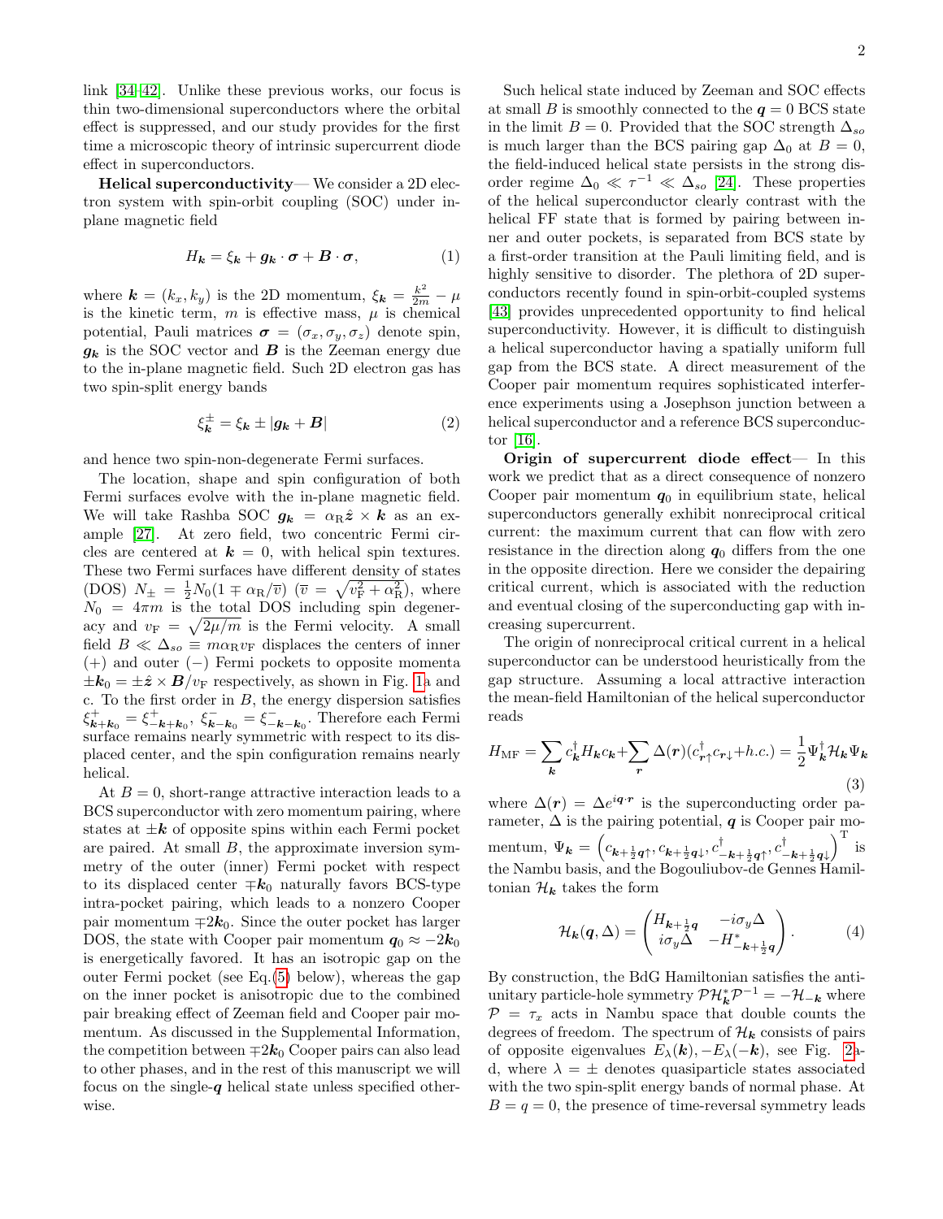link [34–42]. Unlike these previous works, our focus is thin two-dimensional superconductors where the orbital effect is suppressed, and our study provides for the first time a microscopic theory of intrinsic supercurrent diode effect in superconductors.

**Helical superconductivity**— We consider a 2D electron system with spin-orbit coupling (SOC) under in-plane magnetic field

$$H_{\boldsymbol{k}} = \xi_{\boldsymbol{k}} + \boldsymbol{g}_{\boldsymbol{k}} \cdot \boldsymbol{\sigma} + \boldsymbol{B} \cdot \boldsymbol{\sigma}, \tag{1}$$

where $\boldsymbol{k} = (k_x, k_y)$ is the 2D momentum, $\xi_{\boldsymbol{k}} = \frac{k^2}{2m} - \mu$ is the kinetic term, $m$ is effective mass, $\mu$ is chemical potential, Pauli matrices $\boldsymbol{\sigma} = (\sigma_x, \sigma_y, \sigma_z)$ denote spin, $\boldsymbol{g}_{\boldsymbol{k}}$ is the SOC vector and $\boldsymbol{B}$ is the Zeeman energy due to the in-plane magnetic field. Such 2D electron gas has two spin-split energy bands

$$\xi^{\pm}_{\boldsymbol{k}} = \xi_{\boldsymbol{k}} \pm |\boldsymbol{g}_{\boldsymbol{k}} + \boldsymbol{B}| \tag{2}$$

and hence two spin-non-degenerate Fermi surfaces.

The location, shape and spin configuration of both Fermi surfaces evolve with the in-plane magnetic field. We will take Rashba SOC $\boldsymbol{g}_{\boldsymbol{k}} = \alpha_{\rm R} \hat{\boldsymbol{z}} \times \boldsymbol{k}$ as an example [27]. At zero field, two concentric Fermi circles are centered at $\boldsymbol{k} = 0$, with helical spin textures. These two Fermi surfaces have different density of states (DOS) $N_{\pm} = \frac{1}{2}N_0(1 \mp \alpha_{\rm R}/\overline{v})$ ($\overline{v} = \sqrt{v_{\rm F}^2 + \alpha_{\rm R}^2}$), where $N_0 = 4\pi m$ is the total DOS including spin degeneracy and $v_{\rm F} = \sqrt{2\mu/m}$ is the Fermi velocity. A small field $B \ll \Delta_{so} \equiv m\alpha_{\rm R} v_{\rm F}$ displaces the centers of inner (+) and outer (−) Fermi pockets to opposite momenta $\pm\boldsymbol{k}_0 = \pm\hat{\boldsymbol{z}} \times \boldsymbol{B}/v_{\rm F}$ respectively, as shown in Fig. 1a and c. To the first order in $B$, the energy dispersion satisfies $\xi^{+}_{\boldsymbol{k}+\boldsymbol{k}_0} = \xi^{+}_{-\boldsymbol{k}+\boldsymbol{k}_0}$, $\xi^{-}_{\boldsymbol{k}-\boldsymbol{k}_0} = \xi^{-}_{-\boldsymbol{k}-\boldsymbol{k}_0}$. Therefore each Fermi surface remains nearly symmetric with respect to its displaced center, and the spin configuration remains nearly helical.

At $B = 0$, short-range attractive interaction leads to a BCS superconductor with zero momentum pairing, where states at $\pm\boldsymbol{k}$ of opposite spins within each Fermi pocket are paired. At small $B$, the approximate inversion symmetry of the outer (inner) Fermi pocket with respect to its displaced center $\mp\boldsymbol{k}_0$ naturally favors BCS-type intra-pocket pairing, which leads to a nonzero Cooper pair momentum $\mp 2\boldsymbol{k}_0$. Since the outer pocket has larger DOS, the state with Cooper pair momentum $\boldsymbol{q}_0 \approx -2\boldsymbol{k}_0$ is energetically favored. It has an isotropic gap on the outer Fermi pocket (see Eq.(5) below), whereas the gap on the inner pocket is anisotropic due to the combined pair breaking effect of Zeeman field and Cooper pair momentum. As discussed in the Supplemental Information, the competition between $\mp 2\boldsymbol{k}_0$ Cooper pairs can also lead to other phases, and in the rest of this manuscript we will focus on the single-$\boldsymbol{q}$ helical state unless specified otherwise.

Such helical state induced by Zeeman and SOC effects at small $B$ is smoothly connected to the $\boldsymbol{q} = 0$ BCS state in the limit $B = 0$. Provided that the SOC strength $\Delta_{so}$ is much larger than the BCS pairing gap $\Delta_0$ at $B = 0$, the field-induced helical state persists in the strong disorder regime $\Delta_0 \ll \tau^{-1} \ll \Delta_{so}$ [24]. These properties of the helical superconductor clearly contrast with the helical FF state that is formed by pairing between inner and outer pockets, is separated from BCS state by a first-order transition at the Pauli limiting field, and is highly sensitive to disorder. The plethora of 2D superconductors recently found in spin-orbit-coupled systems [43] provides unprecedented opportunity to find helical superconductivity. However, it is difficult to distinguish a helical superconductor having a spatially uniform full gap from the BCS state. A direct measurement of the Cooper pair momentum requires sophisticated interference experiments using a Josephson junction between a helical superconductor and a reference BCS superconductor [16].

**Origin of supercurrent diode effect**— In this work we predict that as a direct consequence of nonzero Cooper pair momentum $\boldsymbol{q}_0$ in equilibrium state, helical superconductors generally exhibit nonreciprocal critical current: the maximum current that can flow with zero resistance in the direction along $\boldsymbol{q}_0$ differs from the one in the opposite direction. Here we consider the depairing critical current, which is associated with the reduction and eventual closing of the superconducting gap with increasing supercurrent.

The origin of nonreciprocal critical current in a helical superconductor can be understood heuristically from the gap structure. Assuming a local attractive interaction the mean-field Hamiltonian of the helical superconductor reads

$$H_{\rm MF} = \sum_{\boldsymbol{k}} c^{\dagger}_{\boldsymbol{k}} H_{\boldsymbol{k}} c_{\boldsymbol{k}} + \sum_{\boldsymbol{r}} \Delta(\boldsymbol{r}) (c^{\dagger}_{\boldsymbol{r}\uparrow} c_{\boldsymbol{r}\downarrow} + h.c.) = \frac{1}{2} \Psi^{\dagger}_{\boldsymbol{k}} \mathcal{H}_{\boldsymbol{k}} \Psi_{\boldsymbol{k}} \tag{3}$$

where $\Delta(\boldsymbol{r}) = \Delta e^{i\boldsymbol{q}\cdot\boldsymbol{r}}$ is the superconducting order parameter, $\Delta$ is the pairing potential, $\boldsymbol{q}$ is Cooper pair momentum, $\Psi_{\boldsymbol{k}} = \left(c_{\boldsymbol{k}+\frac{1}{2}\boldsymbol{q}\uparrow}, c_{\boldsymbol{k}+\frac{1}{2}\boldsymbol{q}\downarrow}, c^{\dagger}_{-\boldsymbol{k}+\frac{1}{2}\boldsymbol{q}\uparrow}, c^{\dagger}_{-\boldsymbol{k}+\frac{1}{2}\boldsymbol{q}\downarrow}\right)^{\rm T}$ is the Nambu basis, and the Bogouliubov-de Gennes Hamiltonian $\mathcal{H}_{\boldsymbol{k}}$ takes the form

$$\mathcal{H}_{\boldsymbol{k}}(\boldsymbol{q}, \Delta) = \begin{pmatrix} H_{\boldsymbol{k}+\frac{1}{2}\boldsymbol{q}} & -i\sigma_y \Delta \\ i\sigma_y \Delta & -H^{*}_{-\boldsymbol{k}+\frac{1}{2}\boldsymbol{q}} \end{pmatrix}. \tag{4}$$

By construction, the BdG Hamiltonian satisfies the anti-unitary particle-hole symmetry $\mathcal{P}\mathcal{H}^{*}_{\boldsymbol{k}}\mathcal{P}^{-1} = -\mathcal{H}_{-\boldsymbol{k}}$ where $\mathcal{P} = \tau_x$ acts in Nambu space that double counts the degrees of freedom. The spectrum of $\mathcal{H}_{\boldsymbol{k}}$ consists of pairs of opposite eigenvalues $E_{\lambda}(\boldsymbol{k}), -E_{\lambda}(-\boldsymbol{k})$, see Fig. 2a-d, where $\lambda = \pm$ denotes quasiparticle states associated with the two spin-split energy bands of normal phase. At $B = q = 0$, the presence of time-reversal symmetry leads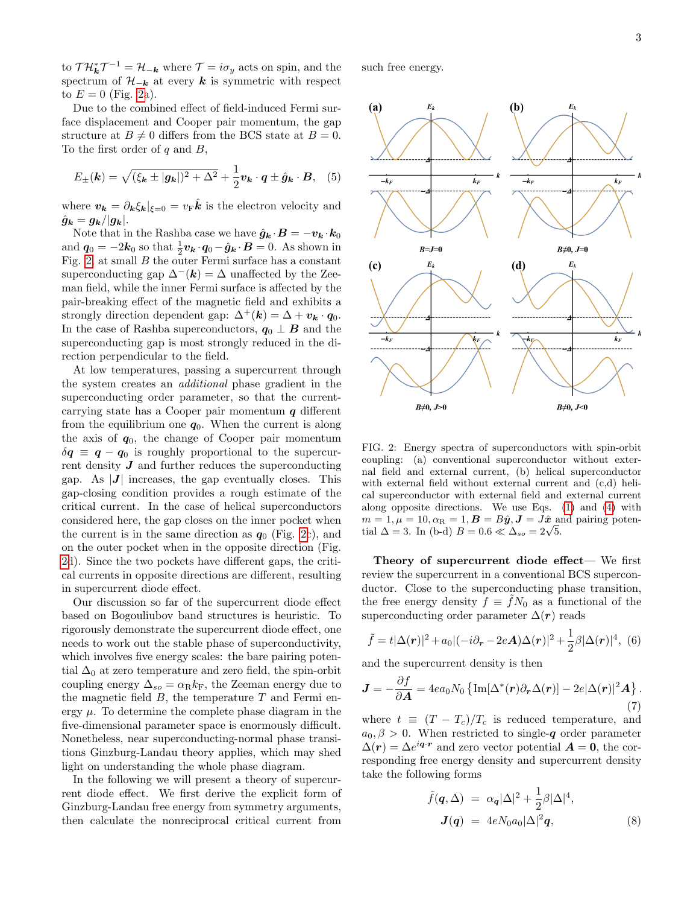to $\mathcal{T}\mathcal{H}_{\boldsymbol{k}}^{*}\mathcal{T}^{-1} = \mathcal{H}_{-\boldsymbol{k}}$ where $\mathcal{T} = i\sigma_y$ acts on spin, and the spectrum of $\mathcal{H}_{-\boldsymbol{k}}$ at every $\boldsymbol{k}$ is symmetric with respect to $E = 0$ (Fig. 2a).

Due to the combined effect of field-induced Fermi surface displacement and Cooper pair momentum, the gap structure at $B \neq 0$ differs from the BCS state at $B = 0$. To the first order of $q$ and $B$,

$$E_{\pm}(\boldsymbol{k}) = \sqrt{(\xi_{\boldsymbol{k}} \pm |\boldsymbol{g}_{\boldsymbol{k}}|)^2 + \Delta^2} + \frac{1}{2}\boldsymbol{v}_{\boldsymbol{k}} \cdot \boldsymbol{q} \pm \hat{\boldsymbol{g}}_{\boldsymbol{k}} \cdot \boldsymbol{B}, \quad (5)$$

where $\boldsymbol{v}_{\boldsymbol{k}} = \partial_{\boldsymbol{k}}\xi_{\boldsymbol{k}}|_{\xi=0} = v_{\mathrm{F}}\hat{\boldsymbol{k}}$ is the electron velocity and $\hat{\boldsymbol{g}}_{\boldsymbol{k}} = \boldsymbol{g}_{\boldsymbol{k}}/|\boldsymbol{g}_{\boldsymbol{k}}|$.

Note that in the Rashba case we have $\hat{\boldsymbol{g}}_{\boldsymbol{k}} \cdot \boldsymbol{B} = -\boldsymbol{v}_{\boldsymbol{k}} \cdot \boldsymbol{k}_0$ and $\boldsymbol{q}_0 = -2\boldsymbol{k}_0$ so that $\frac{1}{2}\boldsymbol{v}_{\boldsymbol{k}} \cdot \boldsymbol{q}_0 - \hat{\boldsymbol{g}}_{\boldsymbol{k}} \cdot \boldsymbol{B} = 0$. As shown in Fig. 2, at small $B$ the outer Fermi surface has a constant superconducting gap $\Delta^{-}(\boldsymbol{k}) = \Delta$ unaffected by the Zeeman field, while the inner Fermi surface is affected by the pair-breaking effect of the magnetic field and exhibits a strongly direction dependent gap: $\Delta^{+}(\boldsymbol{k}) = \Delta + \boldsymbol{v}_{\boldsymbol{k}} \cdot \boldsymbol{q}_0$. In the case of Rashba superconductors, $\boldsymbol{q}_0 \perp \boldsymbol{B}$ and the superconducting gap is most strongly reduced in the direction perpendicular to the field.

At low temperatures, passing a supercurrent through the system creates an *additional* phase gradient in the superconducting order parameter, so that the current-carrying state has a Cooper pair momentum $\boldsymbol{q}$ different from the equilibrium one $\boldsymbol{q}_0$. When the current is along the axis of $\boldsymbol{q}_0$, the change of Cooper pair momentum $\delta\boldsymbol{q} \equiv \boldsymbol{q} - \boldsymbol{q}_0$ is roughly proportional to the supercurrent density $\boldsymbol{J}$ and further reduces the superconducting gap. As $|\boldsymbol{J}|$ increases, the gap eventually closes. This gap-closing condition provides a rough estimate of the critical current. In the case of helical superconductors considered here, the gap closes on the inner pocket when the current is in the same direction as $\boldsymbol{q}_0$ (Fig. 2c), and on the outer pocket when in the opposite direction (Fig. 2d). Since the two pockets have different gaps, the critical currents in opposite directions are different, resulting in supercurrent diode effect.

Our discussion so far of the supercurrent diode effect based on Bogouliubov band structures is heuristic. To rigorously demonstrate the supercurrent diode effect, one needs to work out the stable phase of superconductivity, which involves five energy scales: the bare pairing potential $\Delta_0$ at zero temperature and zero field, the spin-orbit coupling energy $\Delta_{so} = \alpha_{\mathrm{R}} k_{\mathrm{F}}$, the Zeeman energy due to the magnetic field $B$, the temperature $T$ and Fermi energy $\mu$. To determine the complete phase diagram in the five-dimensional parameter space is enormously difficult. Nonetheless, near superconducting-normal phase transitions Ginzburg-Landau theory applies, which may shed light on understanding the whole phase diagram.

In the following we will present a theory of supercurrent diode effect. We first derive the explicit form of Ginzburg-Landau free energy from symmetry arguments, then calculate the nonreciprocal critical current from such free energy.

FIG. 2: Energy spectra of superconductors with spin-orbit coupling: (a) conventional superconductor without external field and external current, (b) helical superconductor with external field without external current and (c,d) helical superconductor with external field and external current along opposite directions. We use Eqs. (1) and (4) with $m = 1, \mu = 10, \alpha_{\mathrm{R}} = 1, \boldsymbol{B} = B\hat{\boldsymbol{y}}, \boldsymbol{J} = J\hat{\boldsymbol{x}}$ and pairing potential $\Delta = 3$. In (b-d) $B = 0.6 \ll \Delta_{so} = 2\sqrt{5}$.

**Theory of supercurrent diode effect**— We first review the supercurrent in a conventional BCS superconductor. Close to the superconducting phase transition, the free energy density $f \equiv \tilde{f} N_0$ as a functional of the superconducting order parameter $\Delta(\boldsymbol{r})$ reads

$$\tilde{f} = t|\Delta(\boldsymbol{r})|^2 + a_0|(-i\partial_{\boldsymbol{r}} - 2e\boldsymbol{A})\Delta(\boldsymbol{r})|^2 + \frac{1}{2}\beta|\Delta(\boldsymbol{r})|^4, \quad (6)$$

and the supercurrent density is then

$$\boldsymbol{J} = -\frac{\partial f}{\partial \boldsymbol{A}} = 4ea_0N_0\left\{\mathrm{Im}[\Delta^*(\boldsymbol{r})\partial_{\boldsymbol{r}}\Delta(\boldsymbol{r})] - 2e|\Delta(\boldsymbol{r})|^2\boldsymbol{A}\right\}. \quad (7)$$

where $t \equiv (T - T_c)/T_c$ is reduced temperature, and $a_0, \beta > 0$. When restricted to single-$\boldsymbol{q}$ order parameter $\Delta(\boldsymbol{r}) = \Delta e^{i\boldsymbol{q}\cdot\boldsymbol{r}}$ and zero vector potential $\boldsymbol{A} = \boldsymbol{0}$, the corresponding free energy density and supercurrent density take the following forms

$$\begin{aligned} \tilde{f}(\boldsymbol{q}, \Delta) &= \alpha_{\boldsymbol{q}}|\Delta|^2 + \frac{1}{2}\beta|\Delta|^4, \\ \boldsymbol{J}(\boldsymbol{q}) &= 4eN_0a_0|\Delta|^2\boldsymbol{q}, \end{aligned} \quad (8)$$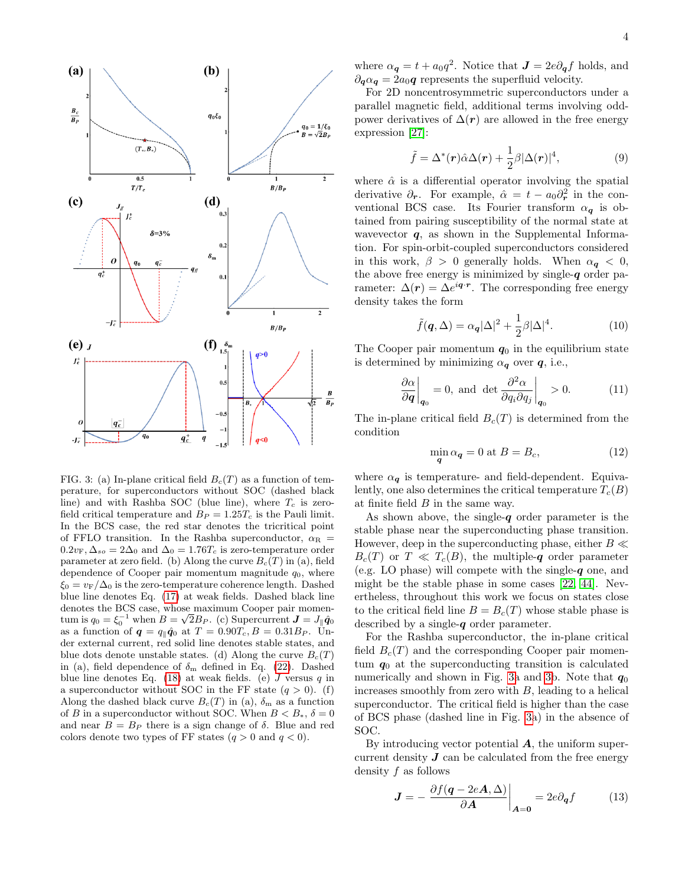FIG. 3: (a) In-plane critical field $B_c(T)$ as a function of temperature, for superconductors without SOC (dashed black line) and with Rashba SOC (blue line), where $T_c$ is zero-field critical temperature and $B_P = 1.25T_c$ is the Pauli limit. In the BCS case, the red star denotes the tricritical point of FFLO transition. In the Rashba superconductor, $\alpha_R = 0.2v_F, \Delta_{so} = 2\Delta_0$ and $\Delta_0 = 1.76T_c$ is zero-temperature order parameter at zero field. (b) Along the curve $B_c(T)$ in (a), field dependence of Cooper pair momentum magnitude $q_0$, where $\xi_0 = v_F/\Delta_0$ is the zero-temperature coherence length. Dashed blue line denotes Eq. (17) at weak fields. Dashed black line denotes the BCS case, whose maximum Cooper pair momentum is $q_0 = \xi_0^{-1}$ when $B = \sqrt{2}B_P$. (c) Supercurrent $\boldsymbol{J} = J_\parallel \hat{\boldsymbol{q}}_0$ as a function of $\boldsymbol{q} = q_\parallel \hat{\boldsymbol{q}}_0$ at $T = 0.90T_c, B = 0.31B_P$. Under external current, red solid line denotes stable states, and blue dots denote unstable states. (d) Along the curve $B_c(T)$ in (a), field dependence of $\delta_m$ defined in Eq. (22). Dashed blue line denotes Eq. (18) at weak fields. (e) $J$ versus $q$ in a superconductor without SOC in the FF state ($q > 0$). (f) Along the dashed black curve $B_c(T)$ in (a), $\delta_m$ as a function of $B$ in a superconductor without SOC. When $B < B_*$, $\delta = 0$ and near $B = B_P$ there is a sign change of $\delta$. Blue and red colors denote two types of FF states ($q > 0$ and $q < 0$).

where $\alpha_{\boldsymbol{q}} = t + a_0 q^2$. Notice that $\boldsymbol{J} = 2e\partial_{\boldsymbol{q}} f$ holds, and $\partial_{\boldsymbol{q}}\alpha_{\boldsymbol{q}} = 2a_0\boldsymbol{q}$ represents the superfluid velocity.

For 2D noncentrosymmetric superconductors under a parallel magnetic field, additional terms involving odd-power derivatives of $\Delta(\boldsymbol{r})$ are allowed in the free energy expression [27]:

$$\tilde{f} = \Delta^*(\boldsymbol{r})\hat{\alpha}\Delta(\boldsymbol{r}) + \frac{1}{2}\beta|\Delta(\boldsymbol{r})|^4, \tag{9}$$

where $\hat{\alpha}$ is a differential operator involving the spatial derivative $\partial_{\boldsymbol{r}}$. For example, $\hat{\alpha} = t - a_0\partial_{\boldsymbol{r}}^2$ in the conventional BCS case. Its Fourier transform $\alpha_{\boldsymbol{q}}$ is obtained from pairing susceptibility of the normal state at wavevector $\boldsymbol{q}$, as shown in the Supplemental Information. For spin-orbit-coupled superconductors considered in this work, $\beta > 0$ generally holds. When $\alpha_{\boldsymbol{q}} < 0$, the above free energy is minimized by single-$\boldsymbol{q}$ order parameter: $\Delta(\boldsymbol{r}) = \Delta e^{i\boldsymbol{q}\cdot\boldsymbol{r}}$. The corresponding free energy density takes the form

$$\tilde{f}(\boldsymbol{q}, \Delta) = \alpha_{\boldsymbol{q}}|\Delta|^2 + \frac{1}{2}\beta|\Delta|^4. \tag{10}$$

The Cooper pair momentum $\boldsymbol{q}_0$ in the equilibrium state is determined by minimizing $\alpha_{\boldsymbol{q}}$ over $\boldsymbol{q}$, i.e.,

$$\left.\frac{\partial\alpha}{\partial\boldsymbol{q}}\right|_{\boldsymbol{q}_0} = 0, \text{ and } \det\left.\frac{\partial^2\alpha}{\partial q_i\partial q_j}\right|_{\boldsymbol{q}_0} > 0. \tag{11}$$

The in-plane critical field $B_c(T)$ is determined from the condition

$$\min_{\boldsymbol{q}} \alpha_{\boldsymbol{q}} = 0 \text{ at } B = B_c, \tag{12}$$

where $\alpha_{\boldsymbol{q}}$ is temperature- and field-dependent. Equivalently, one also determines the critical temperature $T_c(B)$ at finite field $B$ in the same way.

As shown above, the single-$\boldsymbol{q}$ order parameter is the stable phase near the superconducting phase transition. However, deep in the superconducting phase, either $B \ll B_c(T)$ or $T \ll T_c(B)$, the multiple-$\boldsymbol{q}$ order parameter (e.g. LO phase) will compete with the single-$\boldsymbol{q}$ one, and might be the stable phase in some cases [22, 44]. Nevertheless, throughout this work we focus on states close to the critical field line $B = B_c(T)$ whose stable phase is described by a single-$\boldsymbol{q}$ order parameter.

For the Rashba superconductor, the in-plane critical field $B_c(T)$ and the corresponding Cooper pair momentum $\boldsymbol{q}_0$ at the superconducting transition is calculated numerically and shown in Fig. 3a and 3b. Note that $\boldsymbol{q}_0$ increases smoothly from zero with $B$, leading to a helical superconductor. The critical field is higher than the case of BCS phase (dashed line in Fig. 3a) in the absence of SOC.

By introducing vector potential $\boldsymbol{A}$, the uniform supercurrent density $\boldsymbol{J}$ can be calculated from the free energy density $f$ as follows

$$\boldsymbol{J} = -\left.\frac{\partial f(\boldsymbol{q} - 2e\boldsymbol{A}, \Delta)}{\partial\boldsymbol{A}}\right|_{\boldsymbol{A}=\boldsymbol{0}} = 2e\partial_{\boldsymbol{q}} f \tag{13}$$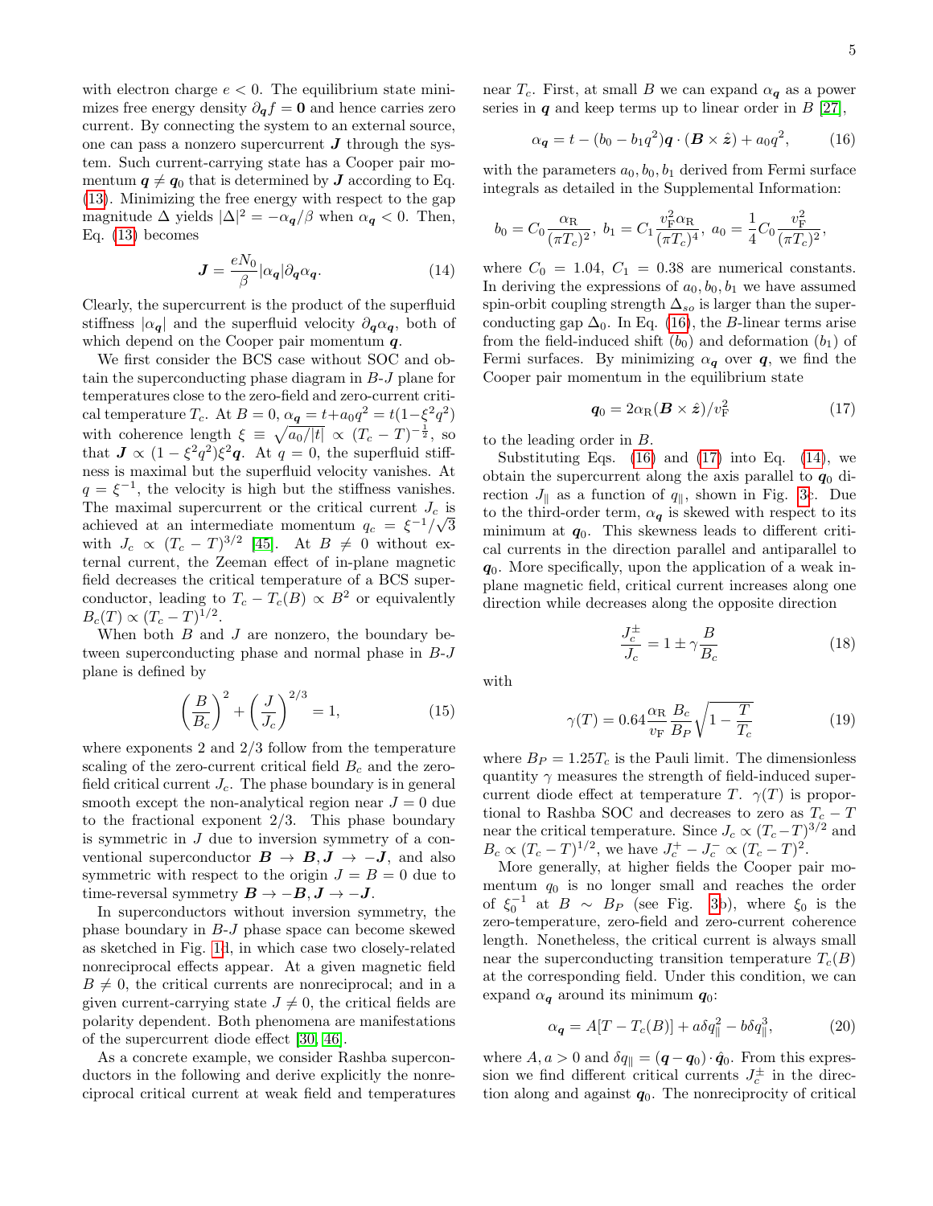with electron charge $e < 0$. The equilibrium state minimizes free energy density $\partial_{\boldsymbol{q}} f = \boldsymbol{0}$ and hence carries zero current. By connecting the system to an external source, one can pass a nonzero supercurrent $\boldsymbol{J}$ through the system. Such current-carrying state has a Cooper pair momentum $\boldsymbol{q} \neq \boldsymbol{q}_0$ that is determined by $\boldsymbol{J}$ according to Eq. (13). Minimizing the free energy with respect to the gap magnitude $\Delta$ yields $|\Delta|^2 = -\alpha_{\boldsymbol{q}}/\beta$ when $\alpha_{\boldsymbol{q}} < 0$. Then, Eq. (13) becomes

$$\boldsymbol{J} = \frac{eN_0}{\beta}|\alpha_{\boldsymbol{q}}|\partial_{\boldsymbol{q}}\alpha_{\boldsymbol{q}}. \tag{14}$$

Clearly, the supercurrent is the product of the superfluid stiffness $|\alpha_{\boldsymbol{q}}|$ and the superfluid velocity $\partial_{\boldsymbol{q}}\alpha_{\boldsymbol{q}}$, both of which depend on the Cooper pair momentum $\boldsymbol{q}$.

We first consider the BCS case without SOC and obtain the superconducting phase diagram in $B$-$J$ plane for temperatures close to the zero-field and zero-current critical temperature $T_c$. At $B = 0$, $\alpha_{\boldsymbol{q}} = t + a_0 q^2 = t(1 - \xi^2 q^2)$ with coherence length $\xi \equiv \sqrt{a_0/|t|} \propto (T_c - T)^{-\frac{1}{2}}$, so that $\boldsymbol{J} \propto (1 - \xi^2 q^2)\xi^2 \boldsymbol{q}$. At $q = 0$, the superfluid stiffness is maximal but the superfluid velocity vanishes. At $q = \xi^{-1}$, the velocity is high but the stiffness vanishes. The maximal supercurrent or the critical current $J_c$ is achieved at an intermediate momentum $q_c = \xi^{-1}/\sqrt{3}$ with $J_c \propto (T_c - T)^{3/2}$ [45]. At $B \neq 0$ without external current, the Zeeman effect of in-plane magnetic field decreases the critical temperature of a BCS superconductor, leading to $T_c - T_c(B) \propto B^2$ or equivalently $B_c(T) \propto (T_c - T)^{1/2}$.

When both $B$ and $J$ are nonzero, the boundary between superconducting phase and normal phase in $B$-$J$ plane is defined by

$$\left(\frac{B}{B_c}\right)^2 + \left(\frac{J}{J_c}\right)^{2/3} = 1, \tag{15}$$

where exponents 2 and 2/3 follow from the temperature scaling of the zero-current critical field $B_c$ and the zero-field critical current $J_c$. The phase boundary is in general smooth except the non-analytical region near $J = 0$ due to the fractional exponent 2/3. This phase boundary is symmetric in $J$ due to inversion symmetry of a conventional superconductor $\boldsymbol{B} \to \boldsymbol{B}, \boldsymbol{J} \to -\boldsymbol{J}$, and also symmetric with respect to the origin $J = B = 0$ due to time-reversal symmetry $\boldsymbol{B} \to -\boldsymbol{B}, \boldsymbol{J} \to -\boldsymbol{J}$.

In superconductors without inversion symmetry, the phase boundary in $B$-$J$ phase space can become skewed as sketched in Fig. 1d, in which case two closely-related nonreciprocal effects appear. At a given magnetic field $B \neq 0$, the critical currents are nonreciprocal; and in a given current-carrying state $J \neq 0$, the critical fields are polarity dependent. Both phenomena are manifestations of the supercurrent diode effect [30, 46].

As a concrete example, we consider Rashba superconductors in the following and derive explicitly the nonreciprocal critical current at weak field and temperatures near $T_c$. First, at small $B$ we can expand $\alpha_{\boldsymbol{q}}$ as a power series in $\boldsymbol{q}$ and keep terms up to linear order in $B$ [27],

$$\alpha_{\boldsymbol{q}} = t - (b_0 - b_1 q^2)\boldsymbol{q} \cdot (\boldsymbol{B} \times \hat{\boldsymbol{z}}) + a_0 q^2, \tag{16}$$

with the parameters $a_0, b_0, b_1$ derived from Fermi surface integrals as detailed in the Supplemental Information:

$$b_0 = C_0 \frac{\alpha_{\mathrm{R}}}{(\pi T_c)^2},\ b_1 = C_1 \frac{v_{\mathrm{F}}^2 \alpha_{\mathrm{R}}}{(\pi T_c)^4},\ a_0 = \frac{1}{4} C_0 \frac{v_{\mathrm{F}}^2}{(\pi T_c)^2},$$

where $C_0 = 1.04$, $C_1 = 0.38$ are numerical constants. In deriving the expressions of $a_0, b_0, b_1$ we have assumed spin-orbit coupling strength $\Delta_{so}$ is larger than the superconducting gap $\Delta_0$. In Eq. (16), the $B$-linear terms arise from the field-induced shift ($b_0$) and deformation ($b_1$) of Fermi surfaces. By minimizing $\alpha_{\boldsymbol{q}}$ over $\boldsymbol{q}$, we find the Cooper pair momentum in the equilibrium state

$$\boldsymbol{q}_0 = 2\alpha_{\mathrm{R}}(\boldsymbol{B} \times \hat{\boldsymbol{z}})/v_{\mathrm{F}}^2 \tag{17}$$

to the leading order in $B$.

Substituting Eqs. (16) and (17) into Eq. (14), we obtain the supercurrent along the axis parallel to $\boldsymbol{q}_0$ direction $J_\parallel$ as a function of $q_\parallel$, shown in Fig. 3c. Due to the third-order term, $\alpha_{\boldsymbol{q}}$ is skewed with respect to its minimum at $\boldsymbol{q}_0$. This skewness leads to different critical currents in the direction parallel and antiparallel to $\boldsymbol{q}_0$. More specifically, upon the application of a weak in-plane magnetic field, critical current increases along one direction while decreases along the opposite direction

$$\frac{J_c^\pm}{J_c} = 1 \pm \gamma \frac{B}{B_c} \tag{18}$$

with

$$\gamma(T) = 0.64 \frac{\alpha_{\mathrm{R}}}{v_{\mathrm{F}}} \frac{B_c}{B_P} \sqrt{1 - \frac{T}{T_c}} \tag{19}$$

where $B_P = 1.25 T_c$ is the Pauli limit. The dimensionless quantity $\gamma$ measures the strength of field-induced supercurrent diode effect at temperature $T$. $\gamma(T)$ is proportional to Rashba SOC and decreases to zero as $T_c - T$ near the critical temperature. Since $J_c \propto (T_c - T)^{3/2}$ and $B_c \propto (T_c - T)^{1/2}$, we have $J_c^+ - J_c^- \propto (T_c - T)^2$.

More generally, at higher fields the Cooper pair momentum $q_0$ is no longer small and reaches the order of $\xi_0^{-1}$ at $B \sim B_P$ (see Fig. 3b), where $\xi_0$ is the zero-temperature, zero-field and zero-current coherence length. Nonetheless, the critical current is always small near the superconducting transition temperature $T_c(B)$ at the corresponding field. Under this condition, we can expand $\alpha_{\boldsymbol{q}}$ around its minimum $\boldsymbol{q}_0$:

$$\alpha_{\boldsymbol{q}} = A[T - T_c(B)] + a\delta q_\parallel^2 - b\delta q_\parallel^3, \tag{20}$$

where $A, a > 0$ and $\delta q_\parallel = (\boldsymbol{q} - \boldsymbol{q}_0) \cdot \hat{\boldsymbol{q}}_0$. From this expression we find different critical currents $J_c^\pm$ in the direction along and against $\boldsymbol{q}_0$. The nonreciprocity of critical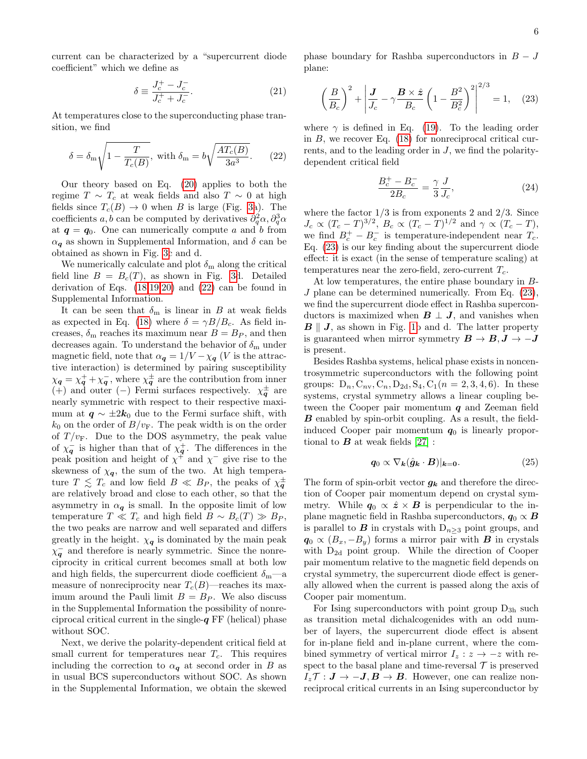current can be characterized by a "supercurrent diode coefficient" which we define as

$$\delta \equiv \frac{J_c^+ - J_c^-}{J_c^+ + J_c^-}. \tag{21}$$

At temperatures close to the superconducting phase transition, we find

$$\delta = \delta_{\rm m}\sqrt{1-\frac{T}{T_c(B)}},\ \text{with}\ \delta_{\rm m} = b\sqrt{\frac{AT_c(B)}{3a^3}}. \tag{22}$$

Our theory based on Eq. (20) applies to both the regime $T \sim T_c$ at weak fields and also $T \sim 0$ at high fields since $T_c(B) \to 0$ when $B$ is large (Fig. 3a). The coefficients $a, b$ can be computed by derivatives $\partial_q^2\alpha, \partial_q^3\alpha$ at $\boldsymbol{q} = \boldsymbol{q}_0$. One can numerically compute $a$ and $b$ from $\alpha_{\boldsymbol{q}}$ as shown in Supplemental Information, and $\delta$ can be obtained as shown in Fig. 3c and d.

We numerically calculate and plot $\delta_{\rm m}$ along the critical field line $B = B_c(T)$, as shown in Fig. 3d. Detailed derivation of Eqs. (18,19,20) and (22) can be found in Supplemental Information.

It can be seen that $\delta_{\rm m}$ is linear in $B$ at weak fields as expected in Eq. (18) where $\delta = \gamma B/B_c$. As field increases, $\delta_{\rm m}$ reaches its maximum near $B = B_P$, and then decreases again. To understand the behavior of $\delta_{\rm m}$ under magnetic field, note that $\alpha_{\boldsymbol{q}} = 1/V - \chi_{\boldsymbol{q}}$ ($V$ is the attractive interaction) is determined by pairing susceptibility $\chi_{\boldsymbol{q}} = \chi_{\boldsymbol{q}}^+ + \chi_{\boldsymbol{q}}^-$, where $\chi_{\boldsymbol{q}}^\pm$ are the contribution from inner (+) and outer (−) Fermi surfaces respectively. $\chi_{\boldsymbol{q}}^\pm$ are nearly symmetric with respect to their respective maximum at $\boldsymbol{q} \sim \pm 2\boldsymbol{k}_0$ due to the Fermi surface shift, with $k_0$ on the order of $B/v_{\rm F}$. The peak width is on the order of $T/v_{\rm F}$. Due to the DOS asymmetry, the peak value of $\chi_{\boldsymbol{q}}^-$ is higher than that of $\chi_{\boldsymbol{q}}^+$. The differences in the peak position and height of $\chi^+$ and $\chi^-$ give rise to the skewness of $\chi_{\boldsymbol{q}}$, the sum of the two. At high temperature $T \lesssim T_c$ and low field $B \ll B_P$, the peaks of $\chi_{\boldsymbol{q}}^\pm$ are relatively broad and close to each other, so that the asymmetry in $\alpha_{\boldsymbol{q}}$ is small. In the opposite limit of low temperature $T \ll T_c$ and high field $B \sim B_c(T) \gg B_P$, the two peaks are narrow and well separated and differs greatly in the height. $\chi_{\boldsymbol{q}}$ is dominated by the main peak $\chi_{\boldsymbol{q}}^-$ and therefore is nearly symmetric. Since the nonreciprocity in critical current becomes small at both low and high fields, the supercurrent diode coefficient $\delta_{\rm m}$—a measure of nonreciprocity near $T_c(B)$—reaches its maximum around the Pauli limit $B = B_P$. We also discuss in the Supplemental Information the possibility of nonreciprocal critical current in the single-$\boldsymbol{q}$ FF (helical) phase without SOC.

Next, we derive the polarity-dependent critical field at small current for temperatures near $T_c$. This requires including the correction to $\alpha_{\boldsymbol{q}}$ at second order in $B$ as in usual BCS superconductors without SOC. As shown in the Supplemental Information, we obtain the skewed phase boundary for Rashba superconductors in $B - J$ plane:

$$\left(\frac{B}{B_c}\right)^2 + \left|\frac{\boldsymbol{J}}{J_c} - \gamma\frac{\boldsymbol{B}\times\hat{\boldsymbol{z}}}{B_c}\left(1-\frac{B^2}{B_c^2}\right)^2\right|^{2/3} = 1, \tag{23}$$

where $\gamma$ is defined in Eq. (19). To the leading order in $B$, we recover Eq. (18) for nonreciprocal critical currents, and to the leading order in $J$, we find the polarity-dependent critical field

$$\frac{B_c^+ - B_c^-}{2B_c} = \frac{\gamma}{3}\frac{J}{J_c}, \tag{24}$$

where the factor 1/3 is from exponents 2 and 2/3. Since $J_c \propto (T_c - T)^{3/2}$, $B_c \propto (T_c - T)^{1/2}$ and $\gamma \propto (T_c - T)$, we find $B_c^+ - B_c^-$ is temperature-independent near $T_c$. Eq. (23) is our key finding about the supercurrent diode effect: it is exact (in the sense of temperature scaling) at temperatures near the zero-field, zero-current $T_c$.

At low temperatures, the entire phase boundary in $B$-$J$ plane can be determined numerically. From Eq. (23), we find the supercurrent diode effect in Rashba superconductors is maximized when $\boldsymbol{B} \perp \boldsymbol{J}$, and vanishes when $\boldsymbol{B} \parallel \boldsymbol{J}$, as shown in Fig. 1b and d. The latter property is guaranteed when mirror symmetry $\boldsymbol{B} \to \boldsymbol{B}, \boldsymbol{J} \to -\boldsymbol{J}$ is present.

Besides Rashba systems, helical phase exists in noncentrosymmetric superconductors with the following point groups: $\mathrm{D}_n, \mathrm{C}_{nv}, \mathrm{C}_n, \mathrm{D}_{2d}, \mathrm{S}_4, \mathrm{C}_1 (n = 2, 3, 4, 6)$. In these systems, crystal symmetry allows a linear coupling between the Cooper pair momentum $\boldsymbol{q}$ and Zeeman field $\boldsymbol{B}$ enabled by spin-orbit coupling. As a result, the field-induced Cooper pair momentum $\boldsymbol{q}_0$ is linearly proportional to $\boldsymbol{B}$ at weak fields [27] :

$$\boldsymbol{q}_0 \propto \nabla_{\boldsymbol{k}}(\hat{\boldsymbol{g}}_{\boldsymbol{k}}\cdot\boldsymbol{B})|_{\boldsymbol{k}=\boldsymbol{0}}. \tag{25}$$

The form of spin-orbit vector $\boldsymbol{g}_{\boldsymbol{k}}$ and therefore the direction of Cooper pair momentum depend on crystal symmetry. While $\boldsymbol{q}_0 \propto \hat{\boldsymbol{z}} \times \boldsymbol{B}$ is perpendicular to the in-plane magnetic field in Rashba superconductors, $\boldsymbol{q}_0 \propto \boldsymbol{B}$ is parallel to $\boldsymbol{B}$ in crystals with $\mathrm{D}_{n\geq 3}$ point groups, and $\boldsymbol{q}_0 \propto (B_x, -B_y)$ forms a mirror pair with $\boldsymbol{B}$ in crystals with $\mathrm{D}_{2d}$ point group. While the direction of Cooper pair momentum relative to the magnetic field depends on crystal symmetry, the supercurrent diode effect is generally allowed when the current is passed along the axis of Cooper pair momentum.

For Ising superconductors with point group $\mathrm{D}_{3h}$ such as transition metal dichalcogenides with an odd number of layers, the supercurrent diode effect is absent for in-plane field and in-plane current, where the combined symmetry of vertical mirror $I_z : z \to -z$ with respect to the basal plane and time-reversal $\mathcal{T}$ is preserved $I_z\mathcal{T} : \boldsymbol{J} \to -\boldsymbol{J}, \boldsymbol{B} \to \boldsymbol{B}$. However, one can realize nonreciprocal critical currents in an Ising superconductor by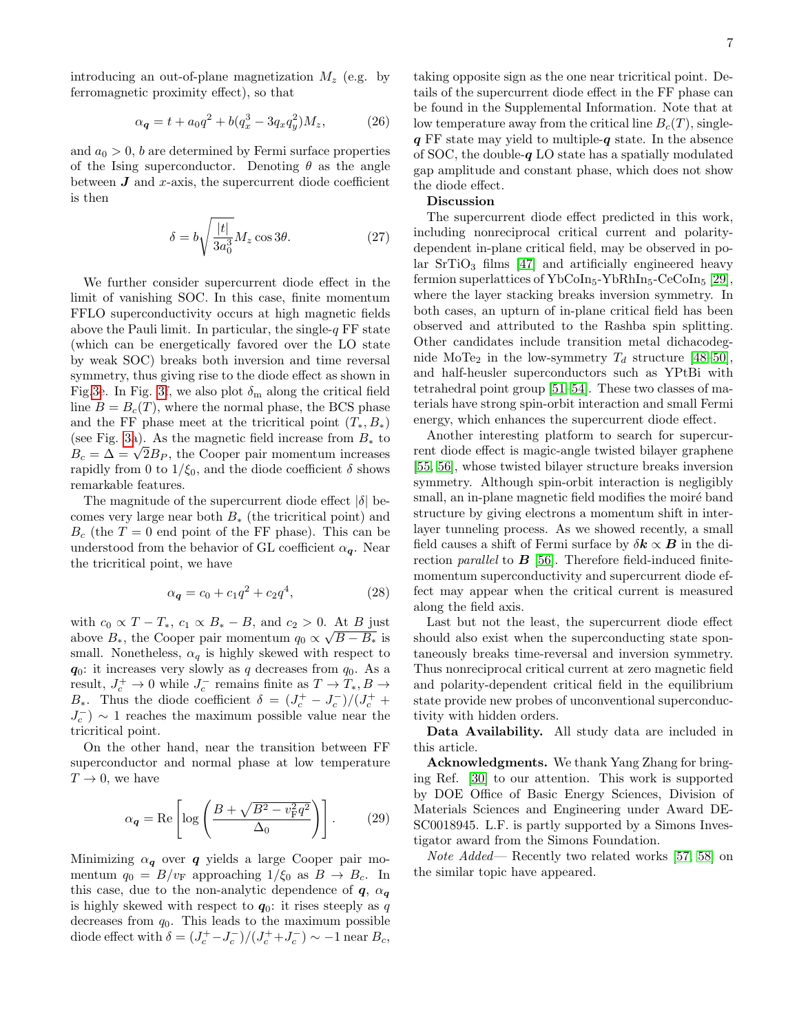introducing an out-of-plane magnetization $M_z$ (e.g. by ferromagnetic proximity effect), so that

$$\alpha_{\boldsymbol{q}} = t + a_0 q^2 + b(q_x^3 - 3q_x q_y^2) M_z, \tag{26}$$

and $a_0 > 0$, $b$ are determined by Fermi surface properties of the Ising superconductor. Denoting $\theta$ as the angle between $\boldsymbol{J}$ and $x$-axis, the supercurrent diode coefficient is then

$$\delta = b\sqrt{\frac{|t|}{3a_0^3}} M_z \cos 3\theta. \tag{27}$$

We further consider supercurrent diode effect in the limit of vanishing SOC. In this case, finite momentum FFLO superconductivity occurs at high magnetic fields above the Pauli limit. In particular, the single-$q$ FF state (which can be energetically favored over the LO state by weak SOC) breaks both inversion and time reversal symmetry, thus giving rise to the diode effect as shown in Fig.3e. In Fig. 3f, we also plot $\delta_{\text{m}}$ along the critical field line $B = B_c(T)$, where the normal phase, the BCS phase and the FF phase meet at the tricritical point $(T_*, B_*)$ (see Fig. 3a). As the magnetic field increase from $B_*$ to $B_c = \Delta = \sqrt{2}B_P$, the Cooper pair momentum increases rapidly from 0 to $1/\xi_0$, and the diode coefficient $\delta$ shows remarkable features.

The magnitude of the supercurrent diode effect $|\delta|$ becomes very large near both $B_*$ (the tricritical point) and $B_c$ (the $T = 0$ end point of the FF phase). This can be understood from the behavior of GL coefficient $\alpha_{\boldsymbol{q}}$. Near the tricritical point, we have

$$\alpha_{\boldsymbol{q}} = c_0 + c_1 q^2 + c_2 q^4, \tag{28}$$

with $c_0 \propto T - T_*$, $c_1 \propto B_* - B$, and $c_2 > 0$. At $B$ just above $B_*$, the Cooper pair momentum $q_0 \propto \sqrt{B - B_*}$ is small. Nonetheless, $\alpha_q$ is highly skewed with respect to $\boldsymbol{q}_0$: it increases very slowly as $q$ decreases from $q_0$. As a result, $J_c^+ \to 0$ while $J_c^-$ remains finite as $T \to T_*, B \to B_*$. Thus the diode coefficient $\delta = (J_c^+ - J_c^-)/(J_c^+ + J_c^-) \sim 1$ reaches the maximum possible value near the tricritical point.

On the other hand, near the transition between FF superconductor and normal phase at low temperature $T \to 0$, we have

$$\alpha_{\boldsymbol{q}} = \text{Re}\left[\log\left(\frac{B + \sqrt{B^2 - v_{\text{F}}^2 q^2}}{\Delta_0}\right)\right]. \tag{29}$$

Minimizing $\alpha_{\boldsymbol{q}}$ over $\boldsymbol{q}$ yields a large Cooper pair momentum $q_0 = B/v_{\text{F}}$ approaching $1/\xi_0$ as $B \to B_c$. In this case, due to the non-analytic dependence of $\boldsymbol{q}$, $\alpha_{\boldsymbol{q}}$ is highly skewed with respect to $\boldsymbol{q}_0$: it rises steeply as $q$ decreases from $q_0$. This leads to the maximum possible diode effect with $\delta = (J_c^+ - J_c^-)/(J_c^+ + J_c^-) \sim -1$ near $B_c$, taking opposite sign as the one near tricritical point. Details of the supercurrent diode effect in the FF phase can be found in the Supplemental Information. Note that at low temperature away from the critical line $B_c(T)$, single-$\boldsymbol{q}$ FF state may yield to multiple-$\boldsymbol{q}$ state. In the absence of SOC, the double-$\boldsymbol{q}$ LO state has a spatially modulated gap amplitude and constant phase, which does not show the diode effect.

**Discussion**

The supercurrent diode effect predicted in this work, including nonreciprocal critical current and polarity-dependent in-plane critical field, may be observed in polar $SrTiO_3$ films [47] and artificially engineered heavy fermion superlattices of $YbCoIn_5$-$YbRhIn_5$-$CeCoIn_5$ [29], where the layer stacking breaks inversion symmetry. In both cases, an upturn of in-plane critical field has been observed and attributed to the Rashba spin splitting. Other candidates include transition metal dichacodegnide $MoTe_2$ in the low-symmetry $T_d$ structure [48–50], and half-heusler superconductors such as YPtBi with tetrahedral point group [51–54]. These two classes of materials have strong spin-orbit interaction and small Fermi energy, which enhances the supercurrent diode effect.

Another interesting platform to search for supercurrent diode effect is magic-angle twisted bilayer graphene [55, 56], whose twisted bilayer structure breaks inversion symmetry. Although spin-orbit interaction is negligibly small, an in-plane magnetic field modifies the moiré band structure by giving electrons a momentum shift in interlayer tunneling process. As we showed recently, a small field causes a shift of Fermi surface by $\delta\boldsymbol{k} \propto \boldsymbol{B}$ in the direction *parallel* to $\boldsymbol{B}$ [56]. Therefore field-induced finite-momentum superconductivity and supercurrent diode effect may appear when the critical current is measured along the field axis.

Last but not the least, the supercurrent diode effect should also exist when the superconducting state spontaneously breaks time-reversal and inversion symmetry. Thus nonreciprocal critical current at zero magnetic field and polarity-dependent critical field in the equilibrium state provide new probes of unconventional superconductivity with hidden orders.

**Data Availability.** All study data are included in this article.

**Acknowledgments.** We thank Yang Zhang for bringing Ref. [30] to our attention. This work is supported by DOE Office of Basic Energy Sciences, Division of Materials Sciences and Engineering under Award DE-SC0018945. L.F. is partly supported by a Simons Investigator award from the Simons Foundation.

*Note Added*— Recently two related works [57, 58] on the similar topic have appeared.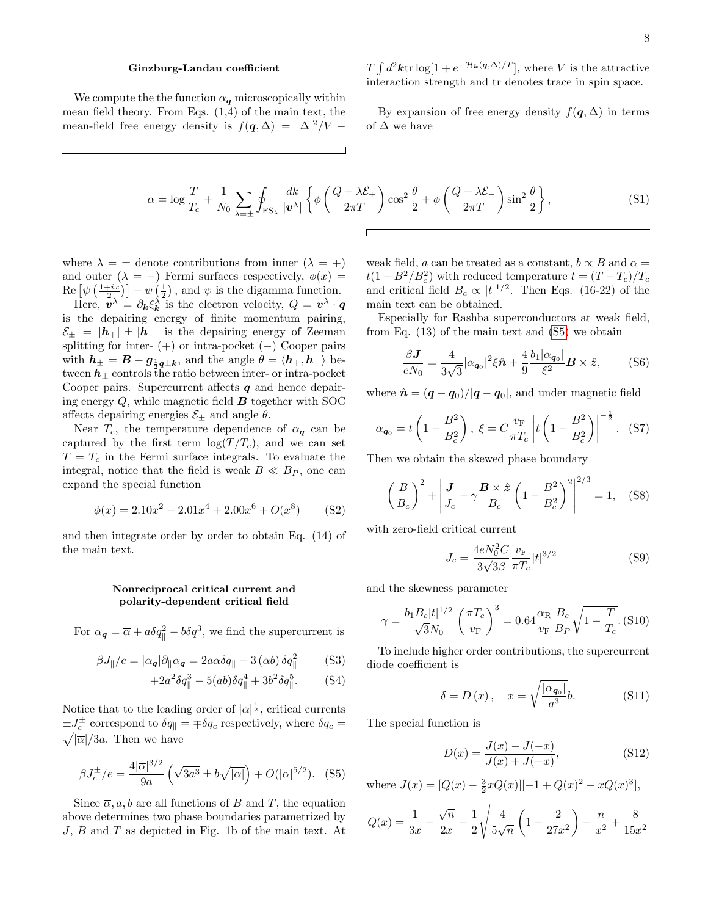### Ginzburg-Landau coefficient

We compute the the function $\alpha_{\boldsymbol{q}}$ microscopically within mean field theory. From Eqs. (1,4) of the main text, the mean-field free energy density is $f(\boldsymbol{q},\Delta) = |\Delta|^2/V - T\int d^2\boldsymbol{k}\,\mathrm{tr}\log[1+e^{-\mathcal{H}_{\boldsymbol{k}}(\boldsymbol{q},\Delta)/T}]$, where $V$ is the attractive interaction strength and tr denotes trace in spin space.

By expansion of free energy density $f(\boldsymbol{q},\Delta)$ in terms of $\Delta$ we have

$$
\alpha = \log\frac{T}{T_c} + \frac{1}{N_0}\sum_{\lambda=\pm}\oint_{\mathrm{FS}_\lambda}\frac{dk}{|\boldsymbol{v}^\lambda|}\left\{\phi\left(\frac{Q+\lambda\mathcal{E}_+}{2\pi T}\right)\cos^2\frac{\theta}{2} + \phi\left(\frac{Q+\lambda\mathcal{E}_-}{2\pi T}\right)\sin^2\frac{\theta}{2}\right\}, \tag{S1}
$$

where $\lambda=\pm$ denote contributions from inner ($\lambda=+$) and outer ($\lambda=-$) Fermi surfaces respectively, $\phi(x) = \mathrm{Re}\left[\psi\left(\frac{1+ix}{2}\right)\right] - \psi\left(\frac{1}{2}\right)$, and $\psi$ is the digamma function.

Here, $\boldsymbol{v}^\lambda = \partial_{\boldsymbol{k}}\xi^\lambda_{\boldsymbol{k}}$ is the electron velocity, $Q = \boldsymbol{v}^\lambda\cdot\boldsymbol{q}$ is the depairing energy of finite momentum pairing, $\mathcal{E}_\pm = |\boldsymbol{h}_+| \pm |\boldsymbol{h}_-|$ is the depairing energy of Zeeman splitting for inter- $(+)$ or intra-pocket $(-)$ Cooper pairs with $\boldsymbol{h}_\pm = \boldsymbol{B} + \boldsymbol{g}_{\frac{1}{2}\boldsymbol{q}\pm\boldsymbol{k}}$, and the angle $\theta = \langle\boldsymbol{h}_+,\boldsymbol{h}_-\rangle$ between $\boldsymbol{h}_\pm$ controls the ratio between inter- or intra-pocket Cooper pairs. Supercurrent affects $\boldsymbol{q}$ and hence depairing energy $Q$, while magnetic field $\boldsymbol{B}$ together with SOC affects depairing energies $\mathcal{E}_\pm$ and angle $\theta$.

Near $T_c$, the temperature dependence of $\alpha_{\boldsymbol{q}}$ can be captured by the first term $\log(T/T_c)$, and we can set $T=T_c$ in the Fermi surface integrals. To evaluate the integral, notice that the field is weak $B\ll B_P$, one can expand the special function

$$
\phi(x) = 2.10x^2 - 2.01x^4 + 2.00x^6 + O(x^8) \tag{S2}
$$

and then integrate order by order to obtain Eq. (14) of the main text.

### Nonreciprocal critical current and polarity-dependent critical field

For $\alpha_{\boldsymbol{q}} = \overline{\alpha} + a\delta q_\parallel^2 - b\delta q_\parallel^3$, we find the supercurrent is

$$
\beta J_\parallel/e = |\alpha_{\boldsymbol{q}}|\partial_\parallel\alpha_{\boldsymbol{q}} = 2a\overline{\alpha}\delta q_\parallel - 3\left(\overline{\alpha}b\right)\delta q_\parallel^2 \tag{S3}
$$

$$
+2a^2\delta q_\parallel^3 - 5(ab)\delta q_\parallel^4 + 3b^2\delta q_\parallel^5. \tag{S4}
$$

Notice that to the leading order of $|\overline{\alpha}|^{\frac{1}{2}}$, critical currents $\pm J_c^\pm$ correspond to $\delta q_\parallel = \mp\delta q_c$ respectively, where $\delta q_c = \sqrt{|\overline{\alpha}|/3a}$. Then we have

$$
\beta J_c^\pm/e = \frac{4|\overline{\alpha}|^{3/2}}{9a}\left(\sqrt{3a^3} \pm b\sqrt{|\overline{\alpha}|}\right) + O(|\overline{\alpha}|^{5/2}). \tag{S5}
$$

Since $\overline{\alpha}, a, b$ are all functions of $B$ and $T$, the equation above determines two phase boundaries parametrized by $J$, $B$ and $T$ as depicted in Fig. 1b of the main text. At weak field, $a$ can be treated as a constant, $b\propto B$ and $\overline{\alpha} = t(1-B^2/B_c^2)$ with reduced temperature $t=(T-T_c)/T_c$ and critical field $B_c\propto|t|^{1/2}$. Then Eqs. (16-22) of the main text can be obtained.

Especially for Rashba superconductors at weak field, from Eq. (13) of the main text and (S5) we obtain

$$
\frac{\beta\boldsymbol{J}}{eN_0} = \frac{4}{3\sqrt{3}}|\alpha_{\boldsymbol{q}_0}|^2\xi\hat{\boldsymbol{n}} + \frac{4}{9}\frac{b_1|\alpha_{\boldsymbol{q}_0}|}{\xi^2}\boldsymbol{B}\times\hat{\boldsymbol{z}}, \tag{S6}
$$

where $\hat{\boldsymbol{n}} = (\boldsymbol{q}-\boldsymbol{q}_0)/|\boldsymbol{q}-\boldsymbol{q}_0|$, and under magnetic field

$$
\alpha_{\boldsymbol{q}_0} = t\left(1-\frac{B^2}{B_c^2}\right),\ \xi = C\frac{v_{\mathrm{F}}}{\pi T_c}\left|t\left(1-\frac{B^2}{B_c^2}\right)\right|^{-\frac{1}{2}}. \tag{S7}
$$

Then we obtain the skewed phase boundary

$$
\left(\frac{B}{B_c}\right)^2 + \left|\frac{\boldsymbol{J}}{J_c} - \gamma\frac{\boldsymbol{B}\times\hat{\boldsymbol{z}}}{B_c}\left(1-\frac{B^2}{B_c^2}\right)\right|^{2/3} = 1, \tag{S8}
$$

with zero-field critical current

$$
J_c = \frac{4eN_0^2C}{3\sqrt{3}\beta}\frac{v_{\mathrm{F}}}{\pi T_c}|t|^{3/2} \tag{S9}
$$

and the skewness parameter

$$
\gamma = \frac{b_1B_c|t|^{1/2}}{\sqrt{3}N_0}\left(\frac{\pi T_c}{v_{\mathrm{F}}}\right)^3 = 0.64\frac{\alpha_{\mathrm{R}}}{v_{\mathrm{F}}}\frac{B_c}{B_P}\sqrt{1-\frac{T}{T_c}}. \tag{S10}
$$

To include higher order contributions, the supercurrent diode coefficient is

$$
\delta = D\left(x\right),\quad x = \sqrt{\frac{|\alpha_{\boldsymbol{q}_0}|}{a^3}}b. \tag{S11}
$$

The special function is

$$
D(x) = \frac{J(x)-J(-x)}{J(x)+J(-x)}, \tag{S12}
$$

where $J(x) = [Q(x) - \frac{3}{2}xQ(x)][-1+Q(x)^2 - xQ(x)^3]$,

$$
Q(x) = \frac{1}{3x} - \frac{\sqrt{n}}{2x} - \frac{1}{2}\sqrt{\frac{4}{5\sqrt{n}}\left(1-\frac{2}{27x^2}\right) - \frac{n}{x^2} + \frac{8}{15x^2}}
$$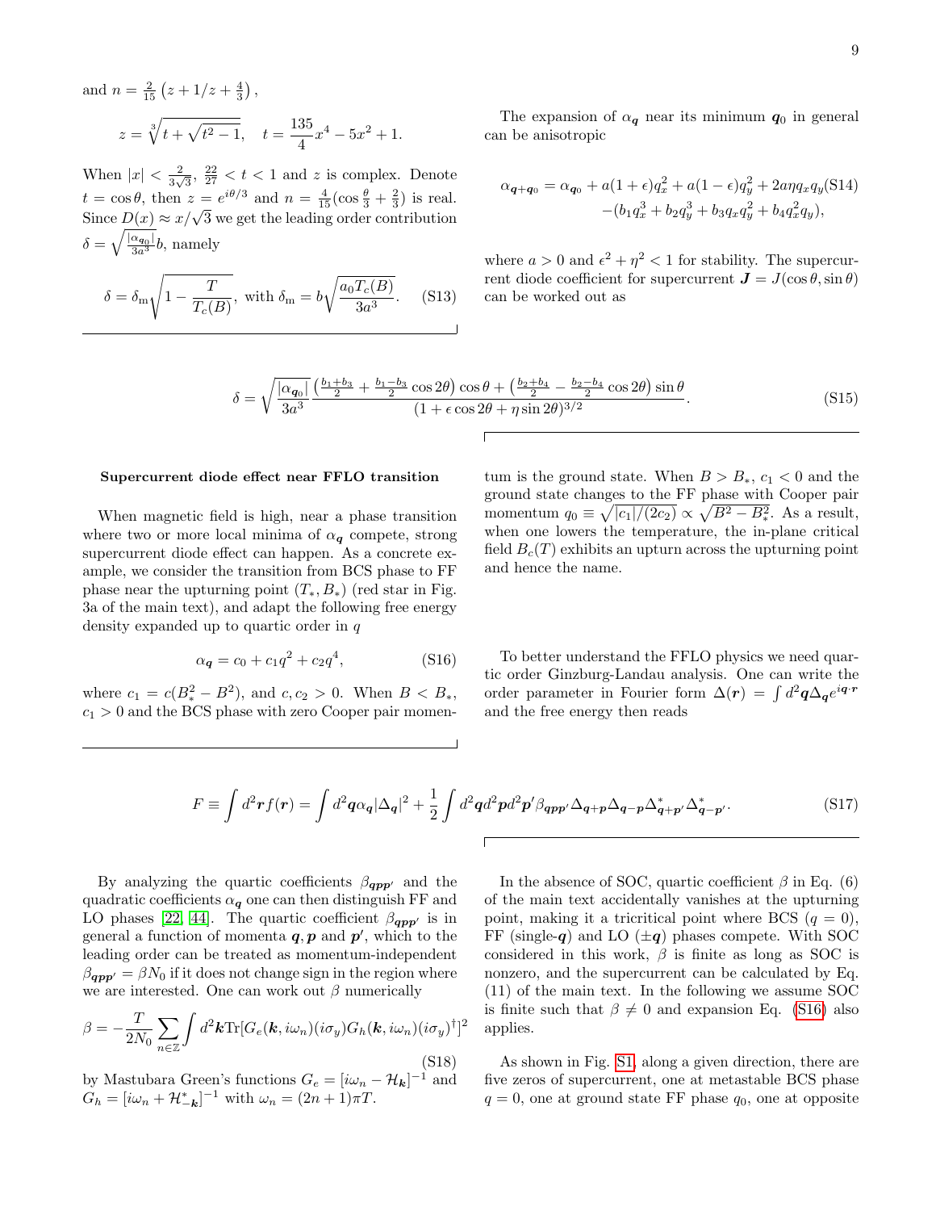and $n = \frac{2}{15}\left(z + 1/z + \frac{4}{3}\right)$,

$$z = \sqrt[3]{t + \sqrt{t^2 - 1}}, \quad t = \frac{135}{4}x^4 - 5x^2 + 1.$$

When $|x| < \frac{2}{3\sqrt{3}}$, $\frac{22}{27} < t < 1$ and $z$ is complex. Denote $t = \cos\theta$, then $z = e^{i\theta/3}$ and $n = \frac{4}{15}(\cos\frac{\theta}{3} + \frac{2}{3})$ is real. Since $D(x) \approx x/\sqrt{3}$ we get the leading order contribution $\delta = \sqrt{\frac{|\alpha_{q_0}|}{3a^3}}b$, namely

$$\delta = \delta_{\mathrm{m}}\sqrt{1 - \frac{T}{T_c(B)}}, \text{ with } \delta_{\mathrm{m}} = b\sqrt{\frac{a_0 T_c(B)}{3a^3}}. \quad \text{(S13)}$$

The expansion of $\alpha_{\boldsymbol{q}}$ near its minimum $\boldsymbol{q}_0$ in general can be anisotropic

$$\begin{aligned}\alpha_{\boldsymbol{q}+\boldsymbol{q}_0} = {} & \alpha_{\boldsymbol{q}_0} + a(1+\epsilon)q_x^2 + a(1-\epsilon)q_y^2 + 2a\eta q_x q_y \\ & -(b_1 q_x^3 + b_2 q_y^3 + b_3 q_x q_y^2 + b_4 q_x^2 q_y),\end{aligned} \quad \text{(S14)}$$

where $a > 0$ and $\epsilon^2 + \eta^2 < 1$ for stability. The supercurrent diode coefficient for supercurrent $\boldsymbol{J} = J(\cos\theta, \sin\theta)$ can be worked out as

$$\delta = \sqrt{\frac{|\alpha_{\boldsymbol{q}_0}|}{3a^3}} \frac{\left(\frac{b_1+b_3}{2} + \frac{b_1-b_3}{2}\cos 2\theta\right)\cos\theta + \left(\frac{b_2+b_4}{2} - \frac{b_2-b_4}{2}\cos 2\theta\right)\sin\theta}{(1 + \epsilon\cos 2\theta + \eta\sin 2\theta)^{3/2}}. \quad \text{(S15)}$$

**Supercurrent diode effect near FFLO transition**

When magnetic field is high, near a phase transition where two or more local minima of $\alpha_{\boldsymbol{q}}$ compete, strong supercurrent diode effect can happen. As a concrete example, we consider the transition from BCS phase to FF phase near the upturning point $(T_*, B_*)$ (red star in Fig. 3a of the main text), and adapt the following free energy density expanded up to quartic order in $q$

$$\alpha_{\boldsymbol{q}} = c_0 + c_1 q^2 + c_2 q^4, \quad \text{(S16)}$$

where $c_1 = c(B_*^2 - B^2)$, and $c, c_2 > 0$. When $B < B_*$, $c_1 > 0$ and the BCS phase with zero Cooper pair momentum is the ground state. When $B > B_*$, $c_1 < 0$ and the ground state changes to the FF phase with Cooper pair momentum $q_0 \equiv \sqrt{|c_1|/(2c_2)} \propto \sqrt{B^2 - B_*^2}$. As a result, when one lowers the temperature, the in-plane critical field $B_c(T)$ exhibits an upturn across the upturning point and hence the name.

To better understand the FFLO physics we need quartic order Ginzburg-Landau analysis. One can write the order parameter in Fourier form $\Delta(\boldsymbol{r}) = \int d^2\boldsymbol{q}\Delta_{\boldsymbol{q}}e^{i\boldsymbol{q}\cdot\boldsymbol{r}}$ and the free energy then reads

$$F \equiv \int d^2\boldsymbol{r} f(\boldsymbol{r}) = \int d^2\boldsymbol{q}\alpha_{\boldsymbol{q}}|\Delta_{\boldsymbol{q}}|^2 + \frac{1}{2}\int d^2\boldsymbol{q}d^2\boldsymbol{p}d^2\boldsymbol{p}'\beta_{\boldsymbol{q}\boldsymbol{p}\boldsymbol{p}'}\Delta_{\boldsymbol{q}+\boldsymbol{p}}\Delta_{\boldsymbol{q}-\boldsymbol{p}}\Delta^*_{\boldsymbol{q}+\boldsymbol{p}'}\Delta^*_{\boldsymbol{q}-\boldsymbol{p}'}. \quad \text{(S17)}$$

By analyzing the quartic coefficients $\beta_{\boldsymbol{q}\boldsymbol{p}\boldsymbol{p}'}$ and the quadratic coefficients $\alpha_{\boldsymbol{q}}$ one can then distinguish FF and LO phases [22, 44]. The quartic coefficient $\beta_{\boldsymbol{q}\boldsymbol{p}\boldsymbol{p}'}$ is in general a function of momenta $\boldsymbol{q}, \boldsymbol{p}$ and $\boldsymbol{p}'$, which to the leading order can be treated as momentum-independent $\beta_{\boldsymbol{q}\boldsymbol{p}\boldsymbol{p}'} = \beta N_0$ if it does not change sign in the region where we are interested. One can work out $\beta$ numerically

$$\beta = -\frac{T}{2N_0}\sum_{n\in\mathbb{Z}}\int d^2\boldsymbol{k}\mathrm{Tr}[G_e(\boldsymbol{k}, i\omega_n)(i\sigma_y)G_h(\boldsymbol{k}, i\omega_n)(i\sigma_y)^\dagger]^2 \quad \text{(S18)}$$

by Mastubara Green's functions $G_e = [i\omega_n - \mathcal{H}_{\boldsymbol{k}}]^{-1}$ and $G_h = [i\omega_n + \mathcal{H}^*_{-\boldsymbol{k}}]^{-1}$ with $\omega_n = (2n+1)\pi T$.

In the absence of SOC, quartic coefficient $\beta$ in Eq. (6) of the main text accidentally vanishes at the upturning point, making it a tricritical point where BCS ($q = 0$), FF (single-$\boldsymbol{q}$) and LO ($\pm\boldsymbol{q}$) phases compete. With SOC considered in this work, $\beta$ is finite as long as SOC is nonzero, and the supercurrent can be calculated by Eq. (11) of the main text. In the following we assume SOC is finite such that $\beta \neq 0$ and expansion Eq. (S16) also applies.

As shown in Fig. S1, along a given direction, there are five zeros of supercurrent, one at metastable BCS phase $q = 0$, one at ground state FF phase $q_0$, one at opposite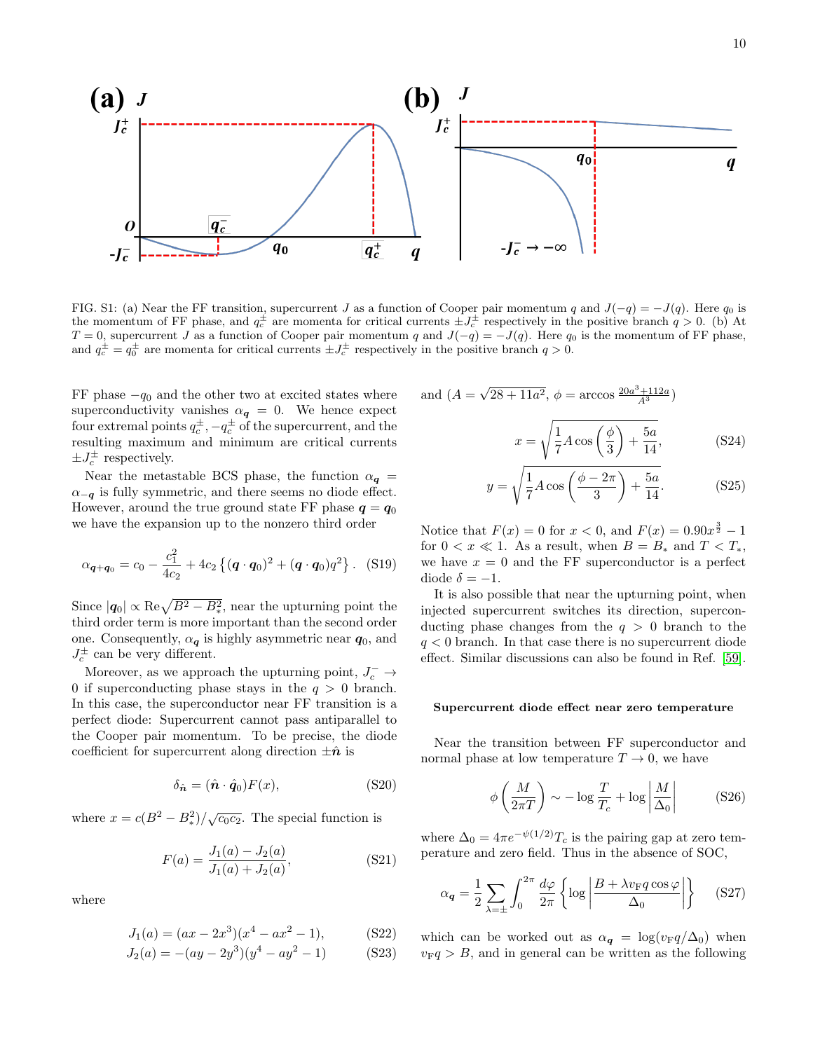FIG. S1: (a) Near the FF transition, supercurrent $J$ as a function of Cooper pair momentum $q$ and $J(-q) = -J(q)$. Here $q_0$ is the momentum of FF phase, and $q_c^\pm$ are momenta for critical currents $\pm J_c^\pm$ respectively in the positive branch $q > 0$. (b) At $T = 0$, supercurrent $J$ as a function of Cooper pair momentum $q$ and $J(-q) = -J(q)$. Here $q_0$ is the momentum of FF phase, and $q_c^\pm = q_0^\pm$ are momenta for critical currents $\pm J_c^\pm$ respectively in the positive branch $q > 0$.

FF phase $-q_0$ and the other two at excited states where superconductivity vanishes $\alpha_{\boldsymbol{q}} = 0$. We hence expect four extremal points $q_c^\pm, -q_c^\pm$ of the supercurrent, and the resulting maximum and minimum are critical currents $\pm J_c^\pm$ respectively.

Near the metastable BCS phase, the function $\alpha_{\boldsymbol{q}} = \alpha_{-\boldsymbol{q}}$ is fully symmetric, and there seems no diode effect. However, around the true ground state FF phase $\boldsymbol{q} = \boldsymbol{q}_0$ we have the expansion up to the nonzero third order

$$\alpha_{\boldsymbol{q}+\boldsymbol{q}_0} = c_0 - \frac{c_1^2}{4c_2} + 4c_2\left\{(\boldsymbol{q}\cdot\boldsymbol{q}_0)^2 + (\boldsymbol{q}\cdot\boldsymbol{q}_0)q^2\right\}. \quad \text{(S19)}$$

Since $|\boldsymbol{q}_0| \propto \mathrm{Re}\sqrt{B^2 - B_*^2}$, near the upturning point the third order term is more important than the second order one. Consequently, $\alpha_{\boldsymbol{q}}$ is highly asymmetric near $\boldsymbol{q}_0$, and $J_c^\pm$ can be very different.

Moreover, as we approach the upturning point, $J_c^- \to 0$ if superconducting phase stays in the $q > 0$ branch. In this case, the superconductor near FF transition is a perfect diode: Supercurrent cannot pass antiparallel to the Cooper pair momentum. To be precise, the diode coefficient for supercurrent along direction $\pm\hat{\boldsymbol{n}}$ is

$$\delta_{\hat{\boldsymbol{n}}} = (\hat{\boldsymbol{n}}\cdot\hat{\boldsymbol{q}}_0)F(x), \quad \text{(S20)}$$

where $x = c(B^2 - B_*^2)/\sqrt{c_0 c_2}$. The special function is

$$F(a) = \frac{J_1(a) - J_2(a)}{J_1(a) + J_2(a)}, \quad \text{(S21)}$$

where

$$J_1(a) = (ax - 2x^3)(x^4 - ax^2 - 1), \quad \text{(S22)}$$

$$J_2(a) = -(ay - 2y^3)(y^4 - ay^2 - 1) \quad \text{(S23)}$$

and ($A = \sqrt{28 + 11a^2}$, $\phi = \arccos\frac{20a^3 + 112a}{A^3}$)

$$x = \sqrt{\frac{1}{7}A\cos\left(\frac{\phi}{3}\right) + \frac{5a}{14}}, \quad \text{(S24)}$$

$$y = \sqrt{\frac{1}{7}A\cos\left(\frac{\phi - 2\pi}{3}\right) + \frac{5a}{14}}. \quad \text{(S25)}$$

Notice that $F(x) = 0$ for $x < 0$, and $F(x) = 0.90x^{\frac{3}{2}} - 1$ for $0 < x \ll 1$. As a result, when $B = B_*$ and $T < T_*$, we have $x = 0$ and the FF superconductor is a perfect diode $\delta = -1$.

It is also possible that near the upturning point, when injected supercurrent switches its direction, superconducting phase changes from the $q > 0$ branch to the $q < 0$ branch. In that case there is no supercurrent diode effect. Similar discussions can also be found in Ref. [59].

#### Supercurrent diode effect near zero temperature

Near the transition between FF superconductor and normal phase at low temperature $T \to 0$, we have

$$\phi\left(\frac{M}{2\pi T}\right) \sim -\log\frac{T}{T_c} + \log\left|\frac{M}{\Delta_0}\right| \quad \text{(S26)}$$

where $\Delta_0 = 4\pi e^{-\psi(1/2)}T_c$ is the pairing gap at zero temperature and zero field. Thus in the absence of SOC,

$$\alpha_{\boldsymbol{q}} = \frac{1}{2}\sum_{\lambda=\pm}\int_0^{2\pi}\frac{d\varphi}{2\pi}\left\{\log\left|\frac{B + \lambda v_{\mathrm{F}}q\cos\varphi}{\Delta_0}\right|\right\} \quad \text{(S27)}$$

which can be worked out as $\alpha_{\boldsymbol{q}} = \log(v_{\mathrm{F}}q/\Delta_0)$ when $v_{\mathrm{F}}q > B$, and in general can be written as the following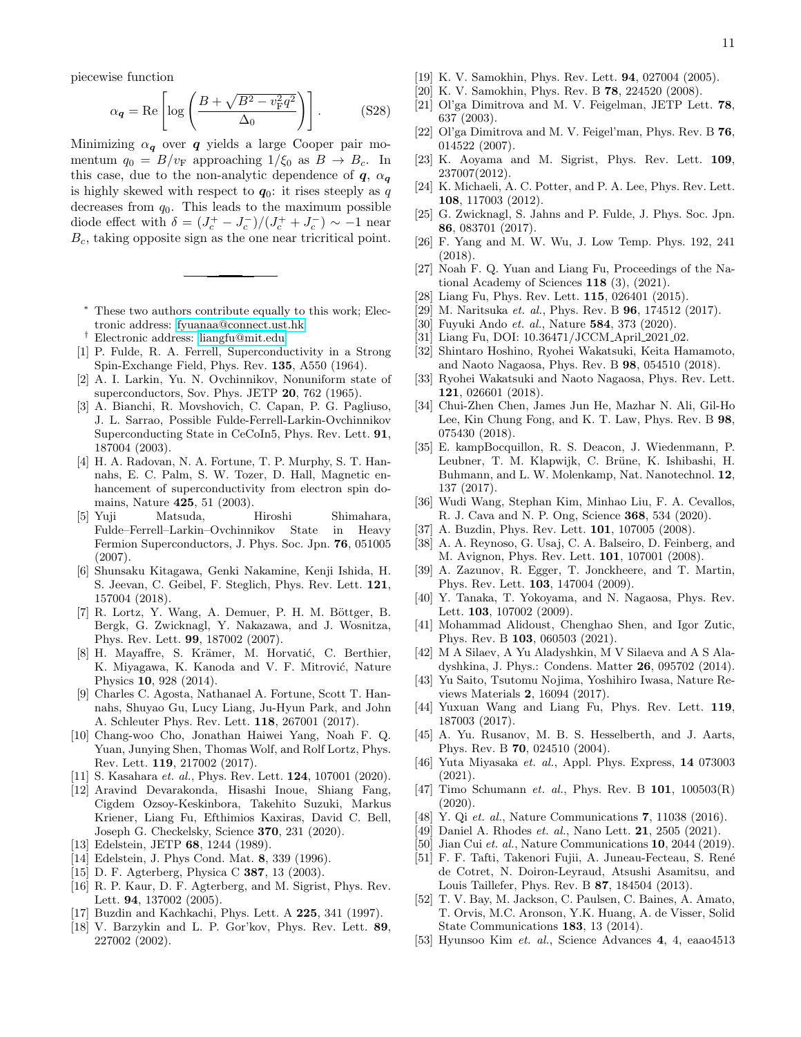piecewise function

$$\alpha_{\boldsymbol{q}} = \mathrm{Re}\left[\log\left(\frac{B+\sqrt{B^2 - v_{\mathrm{F}}^2 q^2}}{\Delta_0}\right)\right]. \tag{S28}$$

Minimizing $\alpha_{\boldsymbol{q}}$ over $\boldsymbol{q}$ yields a large Cooper pair momentum $q_0 = B/v_{\mathrm{F}}$ approaching $1/\xi_0$ as $B \to B_c$. In this case, due to the non-analytic dependence of $\boldsymbol{q}$, $\alpha_{\boldsymbol{q}}$ is highly skewed with respect to $\boldsymbol{q}_0$: it rises steeply as $q$ decreases from $q_0$. This leads to the maximum possible diode effect with $\delta = (J_c^+ - J_c^-)/(J_c^+ + J_c^-) \sim -1$ near $B_c$, taking opposite sign as the one near tricritical point.

---

\* These two authors contribute equally to this work; Electronic address: fyuanaa@connect.ust.hk

† Electronic address: liangfu@mit.edu

[1] P. Fulde, R. A. Ferrell, Superconductivity in a Strong Spin-Exchange Field, Phys. Rev. **135**, A550 (1964).
[2] A. I. Larkin, Yu. N. Ovchinnikov, Nonuniform state of superconductors, Sov. Phys. JETP **20**, 762 (1965).
[3] A. Bianchi, R. Movshovich, C. Capan, P. G. Pagliuso, J. L. Sarrao, Possible Fulde-Ferrell-Larkin-Ovchinnikov Superconducting State in CeCoIn5, Phys. Rev. Lett. **91**, 187004 (2003).
[4] H. A. Radovan, N. A. Fortune, T. P. Murphy, S. T. Hannahs, E. C. Palm, S. W. Tozer, D. Hall, Magnetic enhancement of superconductivity from electron spin domains, Nature **425**, 51 (2003).
[5] Yuji Matsuda, Hiroshi Shimahara, Fulde–Ferrell–Larkin–Ovchinnikov State in Heavy Fermion Superconductors, J. Phys. Soc. Jpn. **76**, 051005 (2007).
[6] Shunsaku Kitagawa, Genki Nakamine, Kenji Ishida, H. S. Jeevan, C. Geibel, F. Steglich, Phys. Rev. Lett. **121**, 157004 (2018).
[7] R. Lortz, Y. Wang, A. Demuer, P. H. M. Böttger, B. Bergk, G. Zwicknagl, Y. Nakazawa, and J. Wosnitza, Phys. Rev. Lett. **99**, 187002 (2007).
[8] H. Mayaffre, S. Krämer, M. Horvatić, C. Berthier, K. Miyagawa, K. Kanoda and V. F. Mitrović, Nature Physics **10**, 928 (2014).
[9] Charles C. Agosta, Nathanael A. Fortune, Scott T. Hannahs, Shuyao Gu, Lucy Liang, Ju-Hyun Park, and John A. Schleuter Phys. Rev. Lett. **118**, 267001 (2017).
[10] Chang-woo Cho, Jonathan Haiwei Yang, Noah F. Q. Yuan, Junying Shen, Thomas Wolf, and Rolf Lortz, Phys. Rev. Lett. **119**, 217002 (2017).
[11] S. Kasahara *et. al.*, Phys. Rev. Lett. **124**, 107001 (2020).
[12] Aravind Devarakonda, Hisashi Inoue, Shiang Fang, Cigdem Ozsoy-Keskinbora, Takehito Suzuki, Markus Kriener, Liang Fu, Efthimios Kaxiras, David C. Bell, Joseph G. Checkelsky, Science **370**, 231 (2020).
[13] Edelstein, JETP **68**, 1244 (1989).
[14] Edelstein, J. Phys Cond. Mat. **8**, 339 (1996).
[15] D. F. Agterberg, Physica C **387**, 13 (2003).
[16] R. P. Kaur, D. F. Agterberg, and M. Sigrist, Phys. Rev. Lett. **94**, 137002 (2005).
[17] Buzdin and Kachkachi, Phys. Lett. A **225**, 341 (1997).
[18] V. Barzykin and L. P. Gor'kov, Phys. Rev. Lett. **89**, 227002 (2002).
[19] K. V. Samokhin, Phys. Rev. Lett. **94**, 027004 (2005).
[20] K. V. Samokhin, Phys. Rev. B **78**, 224520 (2008).
[21] Ol'ga Dimitrova and M. V. Feigelman, JETP Lett. **78**, 637 (2003).
[22] Ol'ga Dimitrova and M. V. Feigel'man, Phys. Rev. B **76**, 014522 (2007).
[23] K. Aoyama and M. Sigrist, Phys. Rev. Lett. **109**, 237007(2012).
[24] K. Michaeli, A. C. Potter, and P. A. Lee, Phys. Rev. Lett. **108**, 117003 (2012).
[25] G. Zwicknagl, S. Jahns and P. Fulde, J. Phys. Soc. Jpn. **86**, 083701 (2017).
[26] F. Yang and M. W. Wu, J. Low Temp. Phys. 192, 241 (2018).
[27] Noah F. Q. Yuan and Liang Fu, Proceedings of the National Academy of Sciences **118** (3), (2021).
[28] Liang Fu, Phys. Rev. Lett. **115**, 026401 (2015).
[29] M. Naritsuka *et. al.*, Phys. Rev. B **96**, 174512 (2017).
[30] Fuyuki Ando *et. al.*, Nature **584**, 373 (2020).
[31] Liang Fu, DOI: 10.36471/JCCM_April_2021_02.
[32] Shintaro Hoshino, Ryohei Wakatsuki, Keita Hamamoto, and Naoto Nagaosa, Phys. Rev. B **98**, 054510 (2018).
[33] Ryohei Wakatsuki and Naoto Nagaosa, Phys. Rev. Lett. **121**, 026601 (2018).
[34] Chui-Zhen Chen, James Jun He, Mazhar N. Ali, Gil-Ho Lee, Kin Chung Fong, and K. T. Law, Phys. Rev. B **98**, 075430 (2018).
[35] E. kampBocquillon, R. S. Deacon, J. Wiedenmann, P. Leubner, T. M. Klapwijk, C. Brüne, K. Ishibashi, H. Buhmann, and L. W. Molenkamp, Nat. Nanotechnol. **12**, 137 (2017).
[36] Wudi Wang, Stephan Kim, Minhao Liu, F. A. Cevallos, R. J. Cava and N. P. Ong, Science **368**, 534 (2020).
[37] A. Buzdin, Phys. Rev. Lett. **101**, 107005 (2008).
[38] A. A. Reynoso, G. Usaj, C. A. Balseiro, D. Feinberg, and M. Avignon, Phys. Rev. Lett. **101**, 107001 (2008).
[39] A. Zazunov, R. Egger, T. Jonckheere, and T. Martin, Phys. Rev. Lett. **103**, 147004 (2009).
[40] Y. Tanaka, T. Yokoyama, and N. Nagaosa, Phys. Rev. Lett. **103**, 107002 (2009).
[41] Mohammad Alidoust, Chenghao Shen, and Igor Zutic, Phys. Rev. B **103**, 060503 (2021).
[42] M A Silaev, A Yu Aladyshkin, M V Silaeva and A S Aladyshkina, J. Phys.: Condens. Matter **26**, 095702 (2014).
[43] Yu Saito, Tsutomu Nojima, Yoshihiro Iwasa, Nature Reviews Materials **2**, 16094 (2017).
[44] Yuxuan Wang and Liang Fu, Phys. Rev. Lett. **119**, 187003 (2017).
[45] A. Yu. Rusanov, M. B. S. Hesselberth, and J. Aarts, Phys. Rev. B **70**, 024510 (2004).
[46] Yuta Miyasaka *et. al.*, Appl. Phys. Express, **14** 073003 (2021).
[47] Timo Schumann *et. al.*, Phys. Rev. B **101**, 100503(R) (2020).
[48] Y. Qi *et. al.*, Nature Communications **7**, 11038 (2016).
[49] Daniel A. Rhodes *et. al.*, Nano Lett. **21**, 2505 (2021).
[50] Jian Cui *et. al.*, Nature Communications **10**, 2044 (2019).
[51] F. F. Tafti, Takenori Fujii, A. Juneau-Fecteau, S. René de Cotret, N. Doiron-Leyraud, Atsushi Asamitsu, and Louis Taillefer, Phys. Rev. B **87**, 184504 (2013).
[52] T. V. Bay, M. Jackson, C. Paulsen, C. Baines, A. Amato, T. Orvis, M.C. Aronson, Y.K. Huang, A. de Visser, Solid State Communications **183**, 13 (2014).
[53] Hyunsoo Kim *et. al.*, Science Advances **4**, 4, eaao4513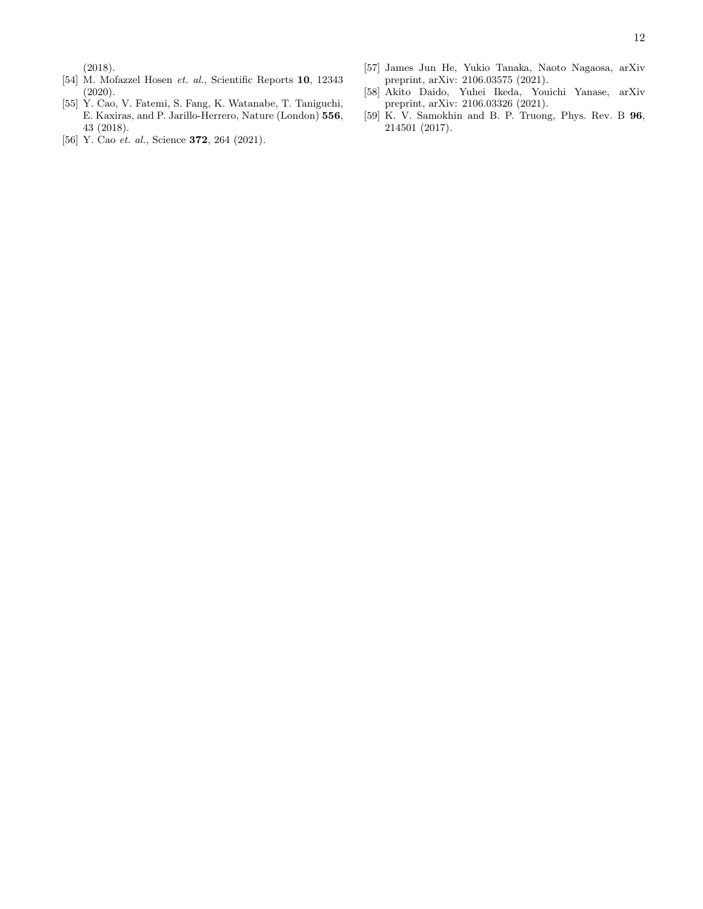(2018).

[54] M. Mofazzel Hosen *et. al.*, Scientific Reports **10**, 12343 (2020).

[55] Y. Cao, V. Fatemi, S. Fang, K. Watanabe, T. Taniguchi, E. Kaxiras, and P. Jarillo-Herrero, Nature (London) **556**, 43 (2018).

[56] Y. Cao *et. al.*, Science **372**, 264 (2021).

[57] James Jun He, Yukio Tanaka, Naoto Nagaosa, arXiv preprint, arXiv: 2106.03575 (2021).

[58] Akito Daido, Yuhei Ikeda, Youichi Yanase, arXiv preprint, arXiv: 2106.03326 (2021).

[59] K. V. Samokhin and B. P. Truong, Phys. Rev. B **96**, 214501 (2017).